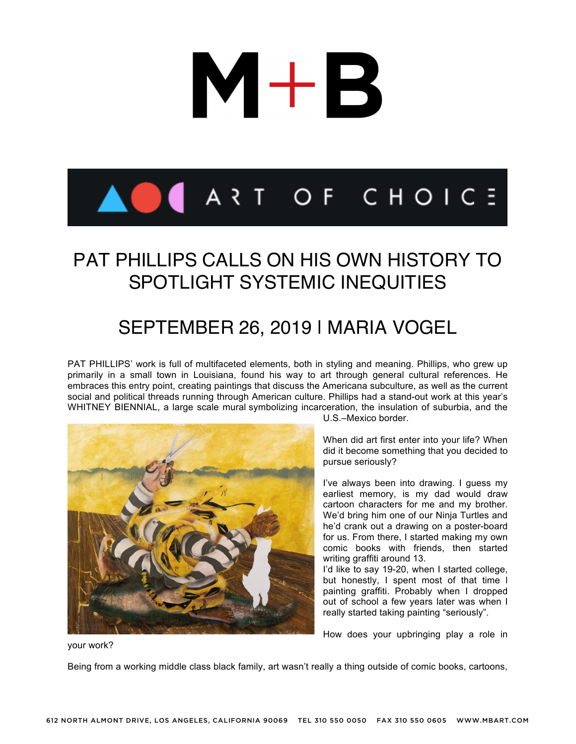# PAT PHILLIPS CALLS ON HIS OWN HISTORY TO SPOTLIGHT SYSTEMIC INEQUITIES

## SEPTEMBER 26, 2019 I MARIA VOGEL

PAT PHILLIPS' work is full of multifaceted elements, both in styling and meaning. Phillips, who grew up primarily in a small town in Louisiana, found his way to art through general cultural references. He embraces this entry point, creating paintings that discuss the Americana subculture, as well as the current social and political threads running through American culture. Phillips had a stand-out work at this year's WHITNEY BIENNIAL, a large scale mural symbolizing incarceration, the insulation of suburbia, and the U.S.–Mexico border.

When did art first enter into your life? When did it become something that you decided to pursue seriously?

I've always been into drawing. I guess my earliest memory, is my dad would draw cartoon characters for me and my brother. We'd bring him one of our Ninja Turtles and he'd crank out a drawing on a poster-board for us. From there, I started making my own comic books with friends, then started writing graffiti around 13.

I'd like to say 19-20, when I started college, but honestly, I spent most of that time I painting graffiti. Probably when I dropped out of school a few years later was when I really started taking painting "seriously".

How does your upbringing play a role in your work?

Being from a working middle class black family, art wasn't really a thing outside of comic books, cartoons,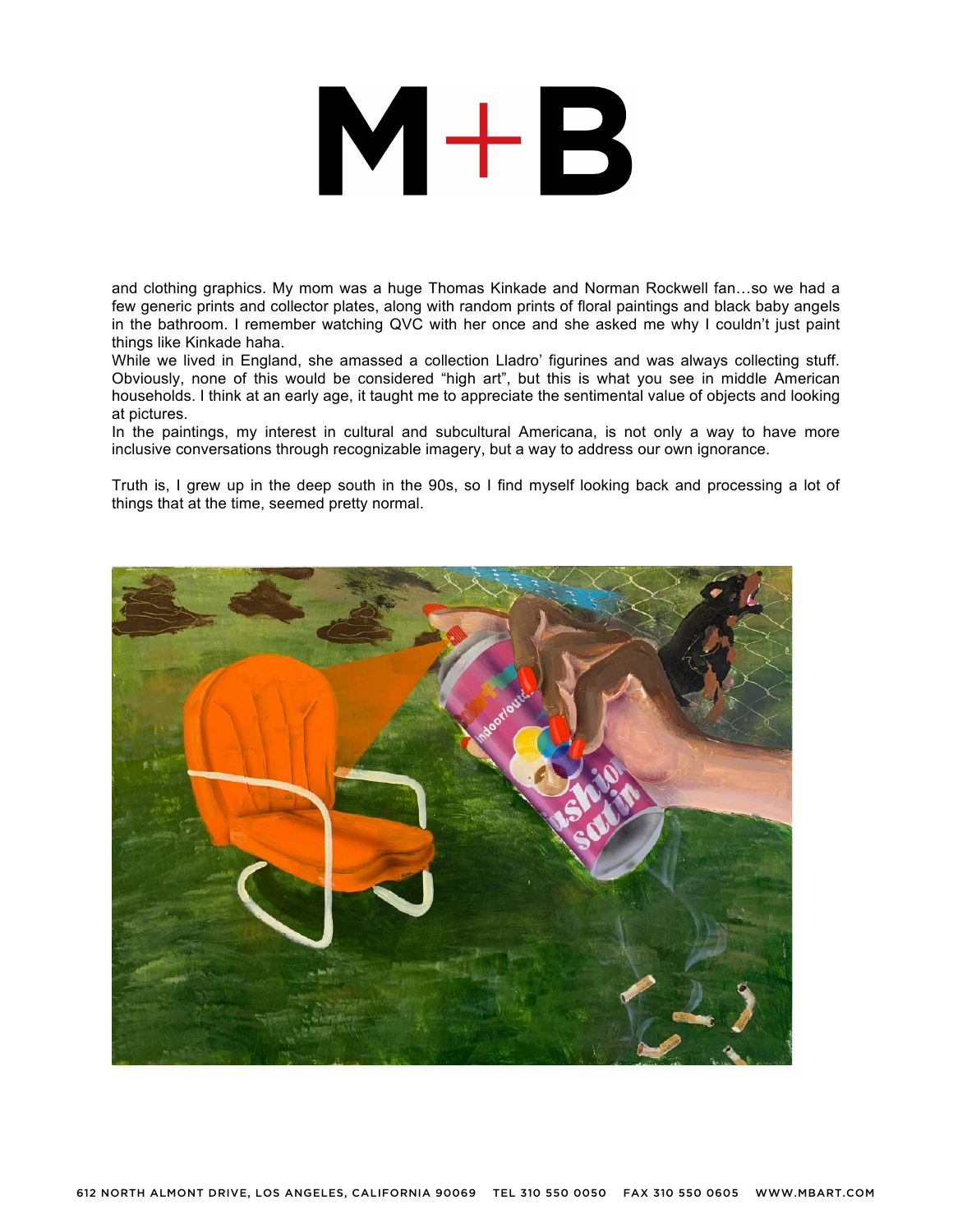and clothing graphics. My mom was a huge Thomas Kinkade and Norman Rockwell fan…so we had a few generic prints and collector plates, along with random prints of floral paintings and black baby angels in the bathroom. I remember watching QVC with her once and she asked me why I couldn't just paint things like Kinkade haha.

While we lived in England, she amassed a collection Lladro' figurines and was always collecting stuff. Obviously, none of this would be considered "high art", but this is what you see in middle American households. I think at an early age, it taught me to appreciate the sentimental value of objects and looking at pictures.

In the paintings, my interest in cultural and subcultural Americana, is not only a way to have more inclusive conversations through recognizable imagery, but a way to address our own ignorance.

Truth is, I grew up in the deep south in the 90s, so I find myself looking back and processing a lot of things that at the time, seemed pretty normal.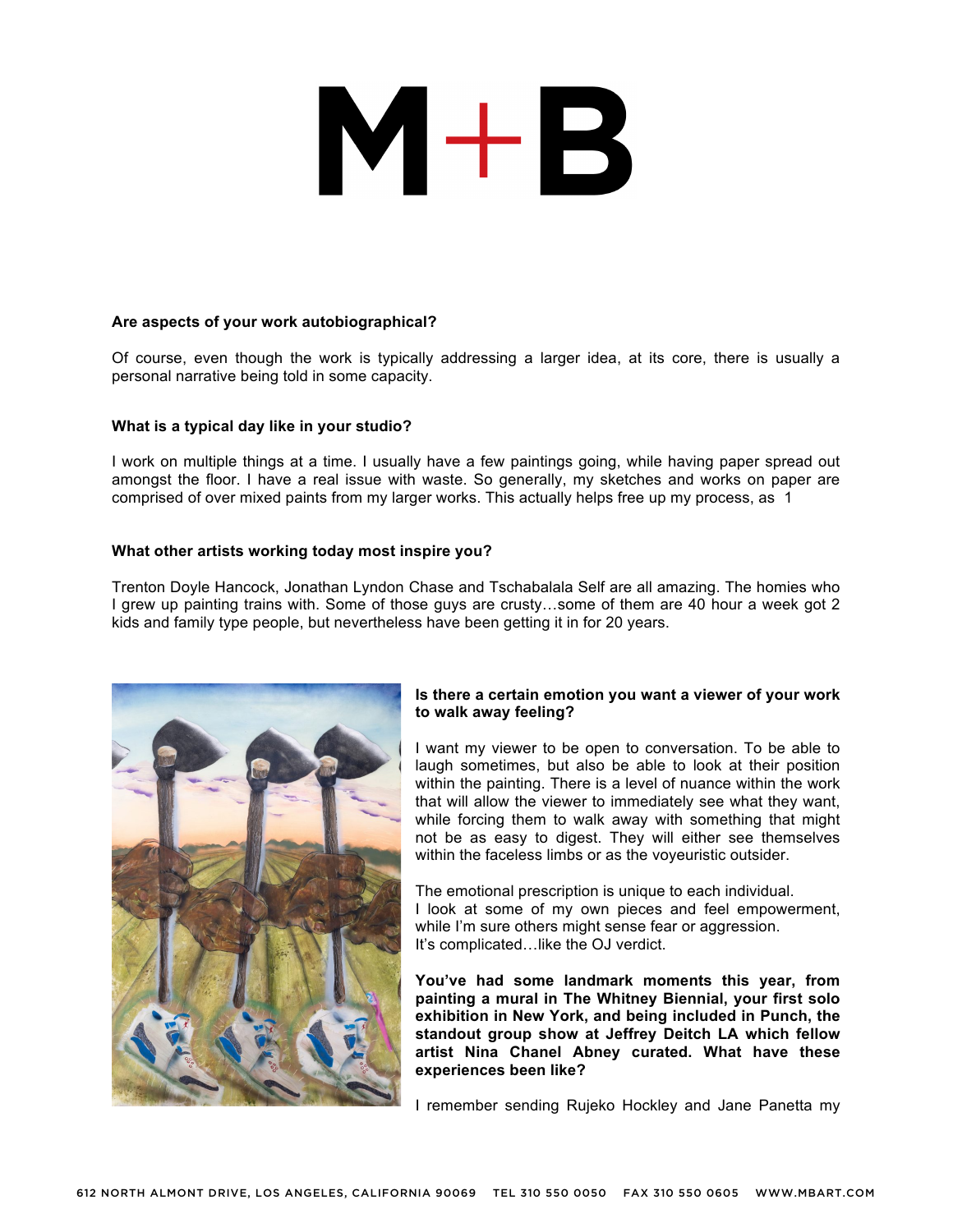**Are aspects of your work autobiographical?**

Of course, even though the work is typically addressing a larger idea, at its core, there is usually a personal narrative being told in some capacity.

**What is a typical day like in your studio?**

I work on multiple things at a time. I usually have a few paintings going, while having paper spread out amongst the floor. I have a real issue with waste. So generally, my sketches and works on paper are comprised of over mixed paints from my larger works. This actually helps free up my process, as 1

**What other artists working today most inspire you?**

Trenton Doyle Hancock, Jonathan Lyndon Chase and Tschabalala Self are all amazing. The homies who I grew up painting trains with. Some of those guys are crusty…some of them are 40 hour a week got 2 kids and family type people, but nevertheless have been getting it in for 20 years.

**Is there a certain emotion you want a viewer of your work to walk away feeling?**

I want my viewer to be open to conversation. To be able to laugh sometimes, but also be able to look at their position within the painting. There is a level of nuance within the work that will allow the viewer to immediately see what they want, while forcing them to walk away with something that might not be as easy to digest. They will either see themselves within the faceless limbs or as the voyeuristic outsider.

The emotional prescription is unique to each individual.
I look at some of my own pieces and feel empowerment, while I'm sure others might sense fear or aggression.
It's complicated…like the OJ verdict.

**You've had some landmark moments this year, from painting a mural in The Whitney Biennial, your first solo exhibition in New York, and being included in Punch, the standout group show at Jeffrey Deitch LA which fellow artist Nina Chanel Abney curated. What have these experiences been like?**

I remember sending Rujeko Hockley and Jane Panetta my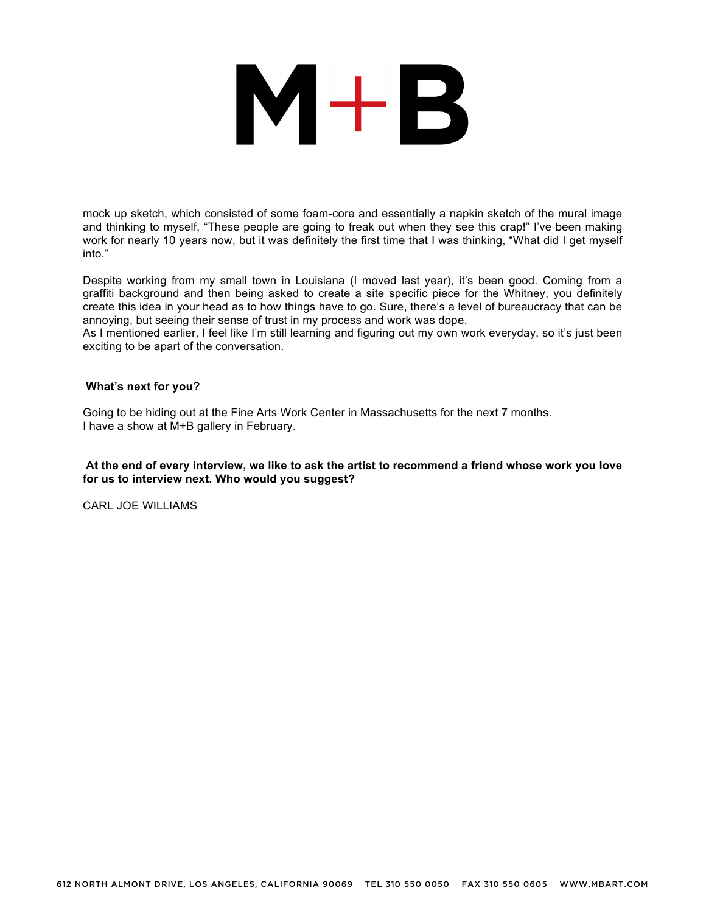mock up sketch, which consisted of some foam-core and essentially a napkin sketch of the mural image and thinking to myself, "These people are going to freak out when they see this crap!" I've been making work for nearly 10 years now, but it was definitely the first time that I was thinking, "What did I get myself into."

Despite working from my small town in Louisiana (I moved last year), it's been good. Coming from a graffiti background and then being asked to create a site specific piece for the Whitney, you definitely create this idea in your head as to how things have to go. Sure, there's a level of bureaucracy that can be annoying, but seeing their sense of trust in my process and work was dope.
As I mentioned earlier, I feel like I'm still learning and figuring out my own work everyday, so it's just been exciting to be apart of the conversation.

**What's next for you?**

Going to be hiding out at the Fine Arts Work Center in Massachusetts for the next 7 months.
I have a show at M+B gallery in February.

**At the end of every interview, we like to ask the artist to recommend a friend whose work you love for us to interview next. Who would you suggest?**

CARL JOE WILLIAMS